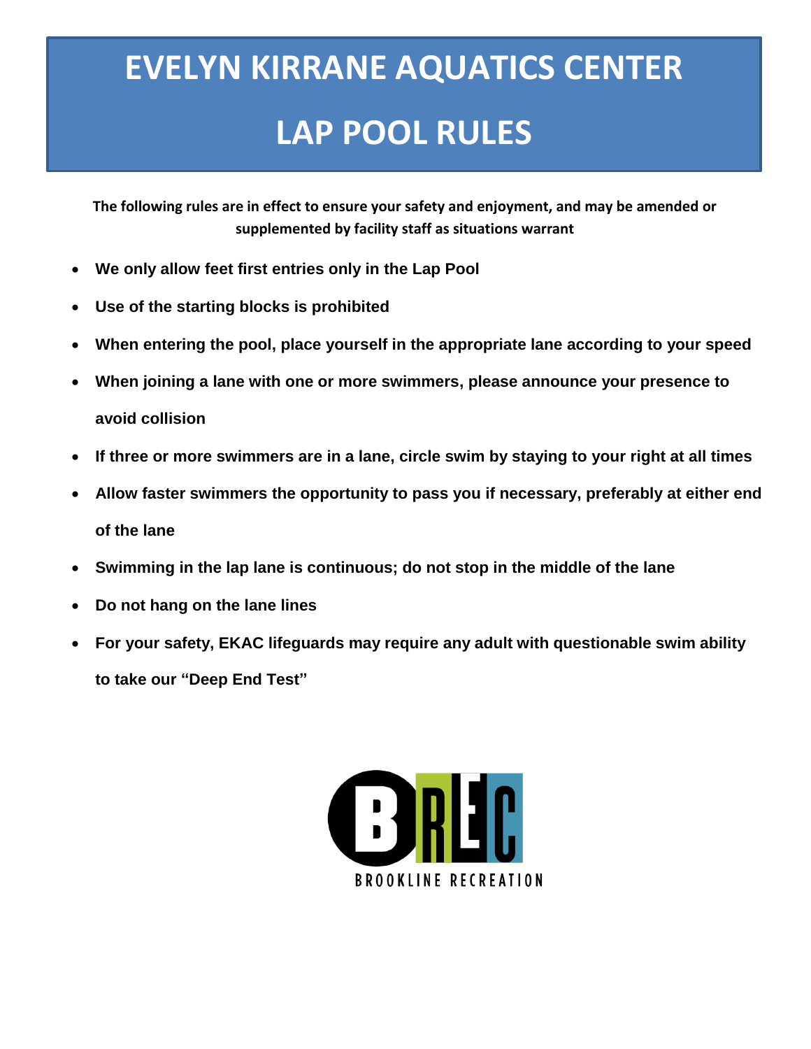# EVELYN KIRRANE AQUATICS CENTER

# LAP POOL RULES

**The following rules are in effect to ensure your safety and enjoyment, and may be amended or supplemented by facility staff as situations warrant**

- **We only allow feet first entries only in the Lap Pool**
- **Use of the starting blocks is prohibited**
- **When entering the pool, place yourself in the appropriate lane according to your speed**
- **When joining a lane with one or more swimmers, please announce your presence to avoid collision**
- **If three or more swimmers are in a lane, circle swim by staying to your right at all times**
- **Allow faster swimmers the opportunity to pass you if necessary, preferably at either end of the lane**
- **Swimming in the lap lane is continuous; do not stop in the middle of the lane**
- **Do not hang on the lane lines**
- **For your safety, EKAC lifeguards may require any adult with questionable swim ability to take our "Deep End Test"**

BREC

BROOKLINE RECREATION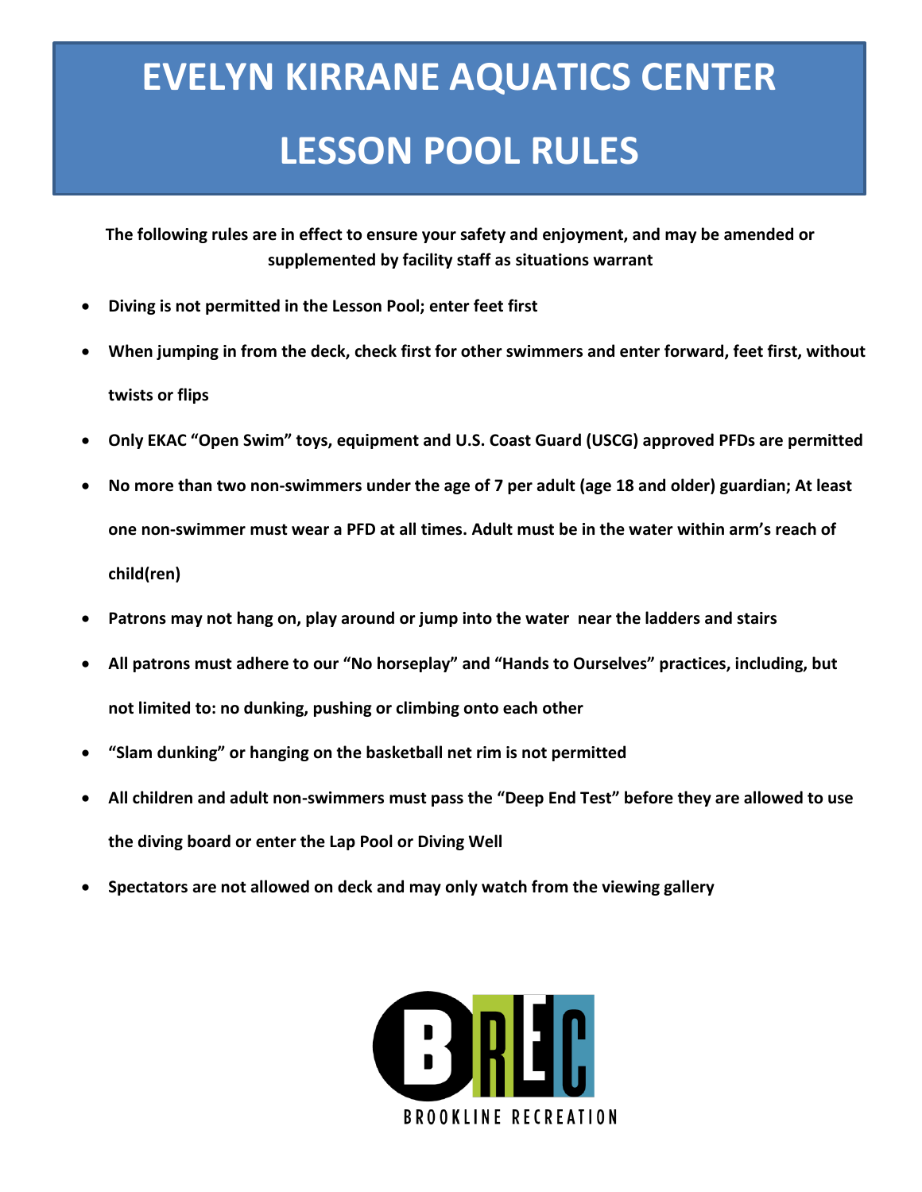# EVELYN KIRRANE AQUATICS CENTER

# LESSON POOL RULES

**The following rules are in effect to ensure your safety and enjoyment, and may be amended or supplemented by facility staff as situations warrant**

- **Diving is not permitted in the Lesson Pool; enter feet first**
- **When jumping in from the deck, check first for other swimmers and enter forward, feet first, without twists or flips**
- **Only EKAC "Open Swim" toys, equipment and U.S. Coast Guard (USCG) approved PFDs are permitted**
- **No more than two non-swimmers under the age of 7 per adult (age 18 and older) guardian; At least one non-swimmer must wear a PFD at all times. Adult must be in the water within arm's reach of child(ren)**
- **Patrons may not hang on, play around or jump into the water near the ladders and stairs**
- **All patrons must adhere to our "No horseplay" and "Hands to Ourselves" practices, including, but not limited to: no dunking, pushing or climbing onto each other**
- **"Slam dunking" or hanging on the basketball net rim is not permitted**
- **All children and adult non-swimmers must pass the "Deep End Test" before they are allowed to use the diving board or enter the Lap Pool or Diving Well**
- **Spectators are not allowed on deck and may only watch from the viewing gallery**

BROOKLINE RECREATION